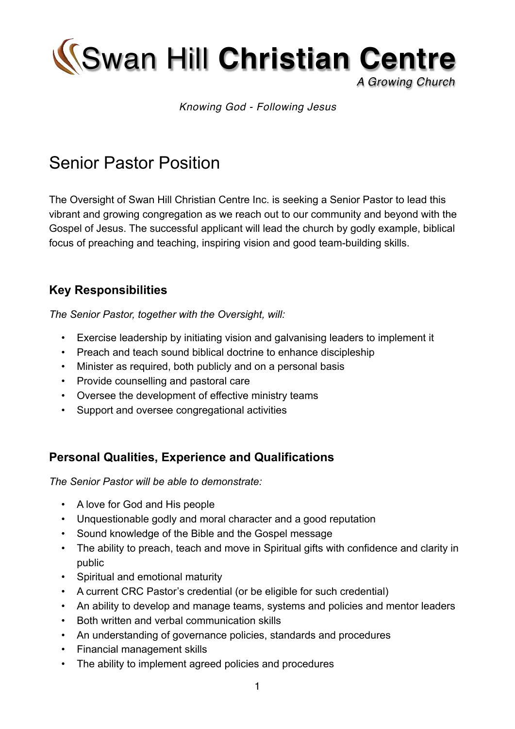# Swan Hill **Christian Centre**

*A Growing Church*

*Knowing God - Following Jesus*

## Senior Pastor Position

The Oversight of Swan Hill Christian Centre Inc. is seeking a Senior Pastor to lead this vibrant and growing congregation as we reach out to our community and beyond with the Gospel of Jesus. The successful applicant will lead the church by godly example, biblical focus of preaching and teaching, inspiring vision and good team-building skills.

### Key Responsibilities

*The Senior Pastor, together with the Oversight, will:*

- Exercise leadership by initiating vision and galvanising leaders to implement it
- Preach and teach sound biblical doctrine to enhance discipleship
- Minister as required, both publicly and on a personal basis
- Provide counselling and pastoral care
- Oversee the development of effective ministry teams
- Support and oversee congregational activities

### Personal Qualities, Experience and Qualifications

*The Senior Pastor will be able to demonstrate:*

- A love for God and His people
- Unquestionable godly and moral character and a good reputation
- Sound knowledge of the Bible and the Gospel message
- The ability to preach, teach and move in Spiritual gifts with confidence and clarity in public
- Spiritual and emotional maturity
- A current CRC Pastor's credential (or be eligible for such credential)
- An ability to develop and manage teams, systems and policies and mentor leaders
- Both written and verbal communication skills
- An understanding of governance policies, standards and procedures
- Financial management skills
- The ability to implement agreed policies and procedures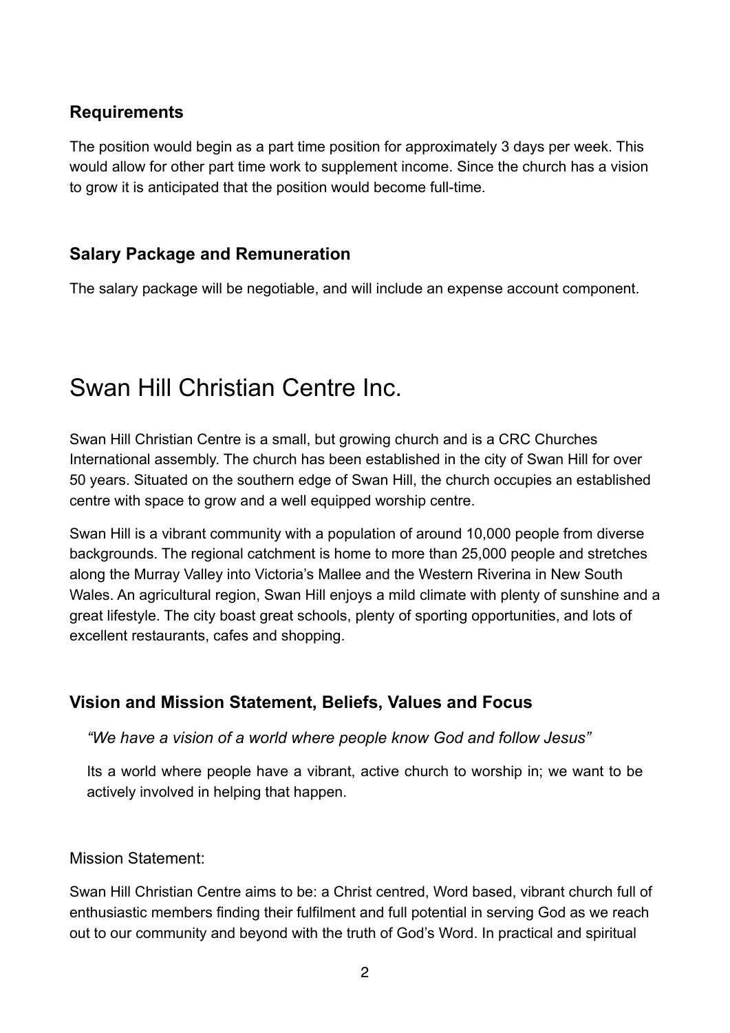### Requirements

The position would begin as a part time position for approximately 3 days per week. This would allow for other part time work to supplement income. Since the church has a vision to grow it is anticipated that the position would become full-time.

### Salary Package and Remuneration

The salary package will be negotiable, and will include an expense account component.

# Swan Hill Christian Centre Inc.

Swan Hill Christian Centre is a small, but growing church and is a CRC Churches International assembly. The church has been established in the city of Swan Hill for over 50 years. Situated on the southern edge of Swan Hill, the church occupies an established centre with space to grow and a well equipped worship centre.

Swan Hill is a vibrant community with a population of around 10,000 people from diverse backgrounds. The regional catchment is home to more than 25,000 people and stretches along the Murray Valley into Victoria's Mallee and the Western Riverina in New South Wales. An agricultural region, Swan Hill enjoys a mild climate with plenty of sunshine and a great lifestyle. The city boast great schools, plenty of sporting opportunities, and lots of excellent restaurants, cafes and shopping.

### Vision and Mission Statement, Beliefs, Values and Focus

> *"We have a vision of a world where people know God and follow Jesus"*
>
> Its a world where people have a vibrant, active church to worship in; we want to be actively involved in helping that happen.

Mission Statement:

Swan Hill Christian Centre aims to be: a Christ centred, Word based, vibrant church full of enthusiastic members finding their fulfilment and full potential in serving God as we reach out to our community and beyond with the truth of God's Word. In practical and spiritual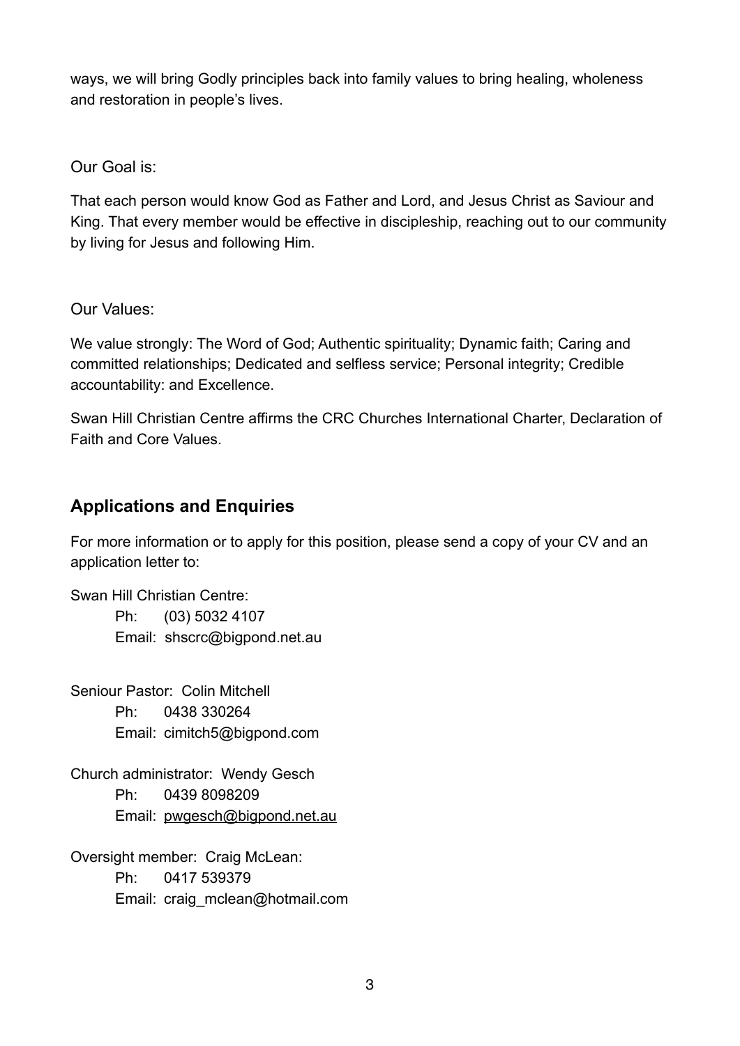ways, we will bring Godly principles back into family values to bring healing, wholeness and restoration in people's lives.

Our Goal is:

That each person would know God as Father and Lord, and Jesus Christ as Saviour and King. That every member would be effective in discipleship, reaching out to our community by living for Jesus and following Him.

Our Values:

We value strongly: The Word of God; Authentic spirituality; Dynamic faith; Caring and committed relationships; Dedicated and selfless service; Personal integrity; Credible accountability: and Excellence.

Swan Hill Christian Centre affirms the CRC Churches International Charter, Declaration of Faith and Core Values.

## Applications and Enquiries

For more information or to apply for this position, please send a copy of your CV and an application letter to:

Swan Hill Christian Centre:
Ph: (03) 5032 4107
Email: shscrc@bigpond.net.au

Seniour Pastor: Colin Mitchell
Ph: 0438 330264
Email: cimitch5@bigpond.com

Church administrator: Wendy Gesch
Ph: 0439 8098209
Email: pwgesch@bigpond.net.au

Oversight member: Craig McLean:
Ph: 0417 539379
Email: craig_mclean@hotmail.com